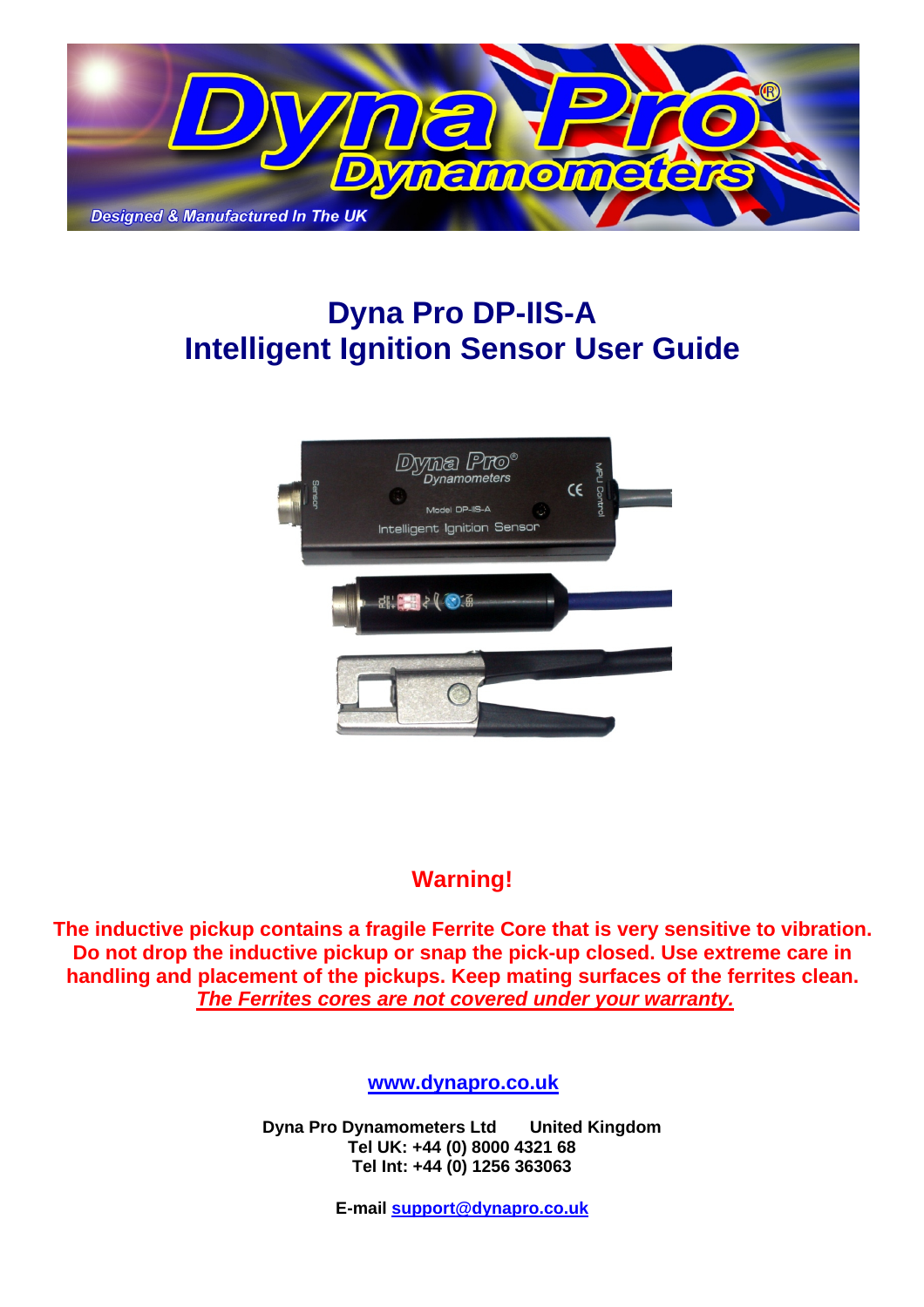# Dyna Pro DP-IIS-A
# Intelligent Ignition Sensor User Guide

## Warning!

**The inductive pickup contains a fragile Ferrite Core that is very sensitive to vibration. Do not drop the inductive pickup or snap the pick-up closed. Use extreme care in handling and placement of the pickups. Keep mating surfaces of the ferrites clean.**
***The Ferrites cores are not covered under your warranty.***

**www.dynapro.co.uk**

**Dyna Pro Dynamometers Ltd United Kingdom**
**Tel UK: +44 (0) 8000 4321 68**
**Tel Int: +44 (0) 1256 363063**

**E-mail support@dynapro.co.uk**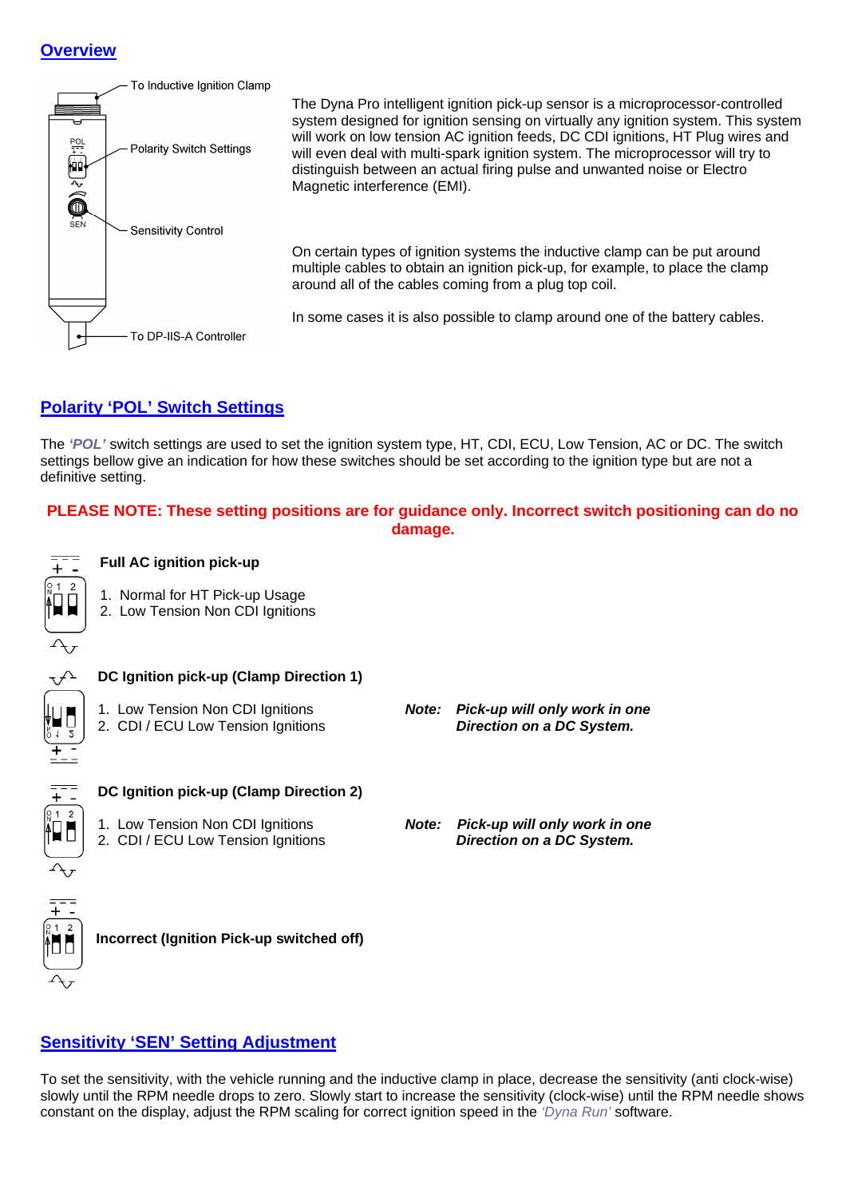## Overview

To Inductive Ignition Clamp

Polarity Switch Settings

Sensitivity Control

To DP-IIS-A Controller

The Dyna Pro intelligent ignition pick-up sensor is a microprocessor-controlled system designed for ignition sensing on virtually any ignition system. This system will work on low tension AC ignition feeds, DC CDI ignitions, HT Plug wires and will even deal with multi-spark ignition system. The microprocessor will try to distinguish between an actual firing pulse and unwanted noise or Electro Magnetic interference (EMI).

On certain types of ignition systems the inductive clamp can be put around multiple cables to obtain an ignition pick-up, for example, to place the clamp around all of the cables coming from a plug top coil.

In some cases it is also possible to clamp around one of the battery cables.

## Polarity 'POL' Switch Settings

The ***'POL'*** switch settings are used to set the ignition system type, HT, CDI, ECU, Low Tension, AC or DC. The switch settings bellow give an indication for how these switches should be set according to the ignition type but are not a definitive setting.

**PLEASE NOTE: These setting positions are for guidance only. Incorrect switch positioning can do no damage.**

**Full AC ignition pick-up**

1. Normal for HT Pick-up Usage
2. Low Tension Non CDI Ignitions

**DC Ignition pick-up (Clamp Direction 1)**

1. Low Tension Non CDI Ignitions
2. CDI / ECU Low Tension Ignitions

***Note: Pick-up will only work in one Direction on a DC System.***

**DC Ignition pick-up (Clamp Direction 2)**

1. Low Tension Non CDI Ignitions
2. CDI / ECU Low Tension Ignitions

***Note: Pick-up will only work in one Direction on a DC System.***

**Incorrect (Ignition Pick-up switched off)**

## Sensitivity 'SEN' Setting Adjustment

To set the sensitivity, with the vehicle running and the inductive clamp in place, decrease the sensitivity (anti clock-wise) slowly until the RPM needle drops to zero. Slowly start to increase the sensitivity (clock-wise) until the RPM needle shows constant on the display, adjust the RPM scaling for correct ignition speed in the *'Dyna Run'* software.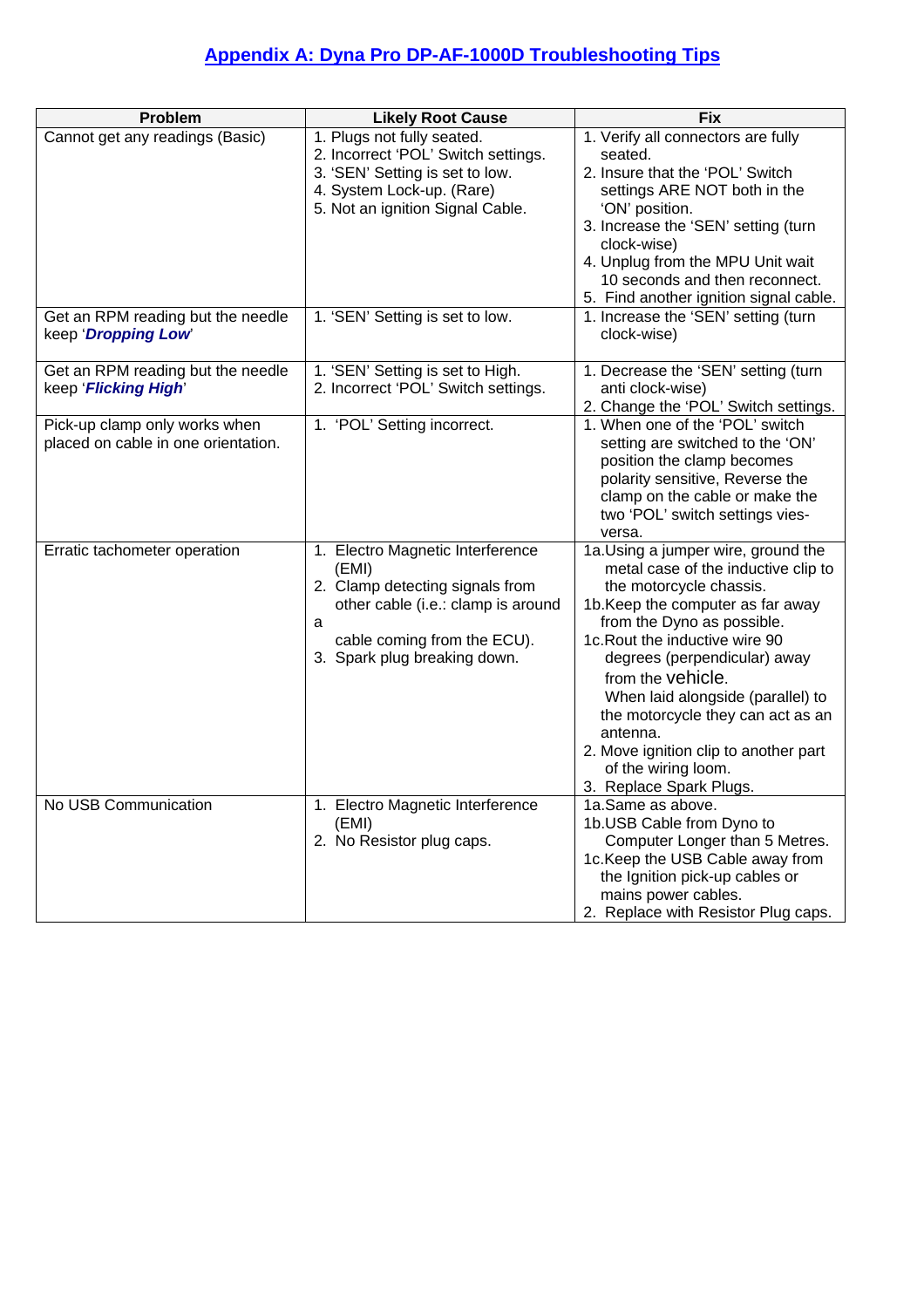## Appendix A: Dyna Pro DP-AF-1000D Troubleshooting Tips

| Problem | Likely Root Cause | Fix |
|---|---|---|
| Cannot get any readings (Basic) | 1. Plugs not fully seated.<br>2. Incorrect 'POL' Switch settings.<br>3. 'SEN' Setting is set to low.<br>4. System Lock-up. (Rare)<br>5. Not an ignition Signal Cable. | 1. Verify all connectors are fully seated.<br>2. Insure that the 'POL' Switch settings ARE NOT both in the 'ON' position.<br>3. Increase the 'SEN' setting (turn clock-wise)<br>4. Unplug from the MPU Unit wait 10 seconds and then reconnect.<br>5. Find another ignition signal cable. |
| Get an RPM reading but the needle keep '***Dropping Low***' | 1. 'SEN' Setting is set to low. | 1. Increase the 'SEN' setting (turn clock-wise) |
| Get an RPM reading but the needle keep '***Flicking High***' | 1. 'SEN' Setting is set to High.<br>2. Incorrect 'POL' Switch settings. | 1. Decrease the 'SEN' setting (turn anti clock-wise)<br>2. Change the 'POL' Switch settings. |
| Pick-up clamp only works when placed on cable in one orientation. | 1. 'POL' Setting incorrect. | 1. When one of the 'POL' switch setting are switched to the 'ON' position the clamp becomes polarity sensitive, Reverse the clamp on the cable or make the two 'POL' switch settings vies-versa. |
| Erratic tachometer operation | 1. Electro Magnetic Interference (EMI)<br>2. Clamp detecting signals from other cable (i.e.: clamp is around a cable coming from the ECU).<br>3. Spark plug breaking down. | 1a.Using a jumper wire, ground the metal case of the inductive clip to the motorcycle chassis.<br>1b.Keep the computer as far away from the Dyno as possible.<br>1c.Rout the inductive wire 90 degrees (perpendicular) away from the vehicle. When laid alongside (parallel) to the motorcycle they can act as an antenna.<br>2. Move ignition clip to another part of the wiring loom.<br>3. Replace Spark Plugs. |
| No USB Communication | 1. Electro Magnetic Interference (EMI)<br>2. No Resistor plug caps. | 1a.Same as above.<br>1b.USB Cable from Dyno to Computer Longer than 5 Metres.<br>1c.Keep the USB Cable away from the Ignition pick-up cables or mains power cables.<br>2. Replace with Resistor Plug caps. |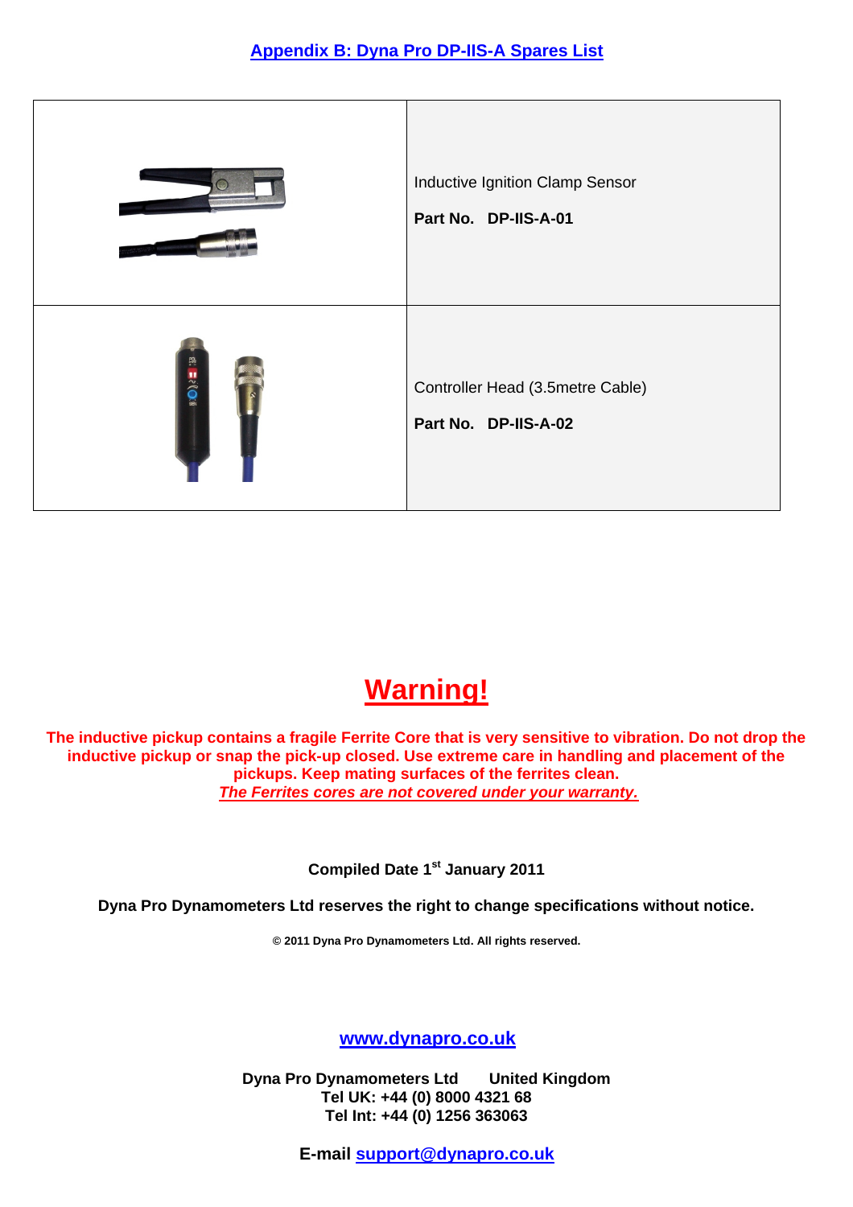## Appendix B: Dyna Pro DP-IIS-A Spares List

| | |
|---|---|
| | Inductive Ignition Clamp Sensor<br><br>**Part No. DP-IIS-A-01** |
| | Controller Head (3.5metre Cable)<br><br>**Part No. DP-IIS-A-02** |

# Warning!

**The inductive pickup contains a fragile Ferrite Core that is very sensitive to vibration. Do not drop the inductive pickup or snap the pick-up closed. Use extreme care in handling and placement of the pickups. Keep mating surfaces of the ferrites clean.**
***The Ferrites cores are not covered under your warranty.***

**Compiled Date 1st January 2011**

**Dyna Pro Dynamometers Ltd reserves the right to change specifications without notice.**

**© 2011 Dyna Pro Dynamometers Ltd. All rights reserved.**

**www.dynapro.co.uk**

**Dyna Pro Dynamometers Ltd United Kingdom**
**Tel UK: +44 (0) 8000 4321 68**
**Tel Int: +44 (0) 1256 363063**

**E-mail support@dynapro.co.uk**